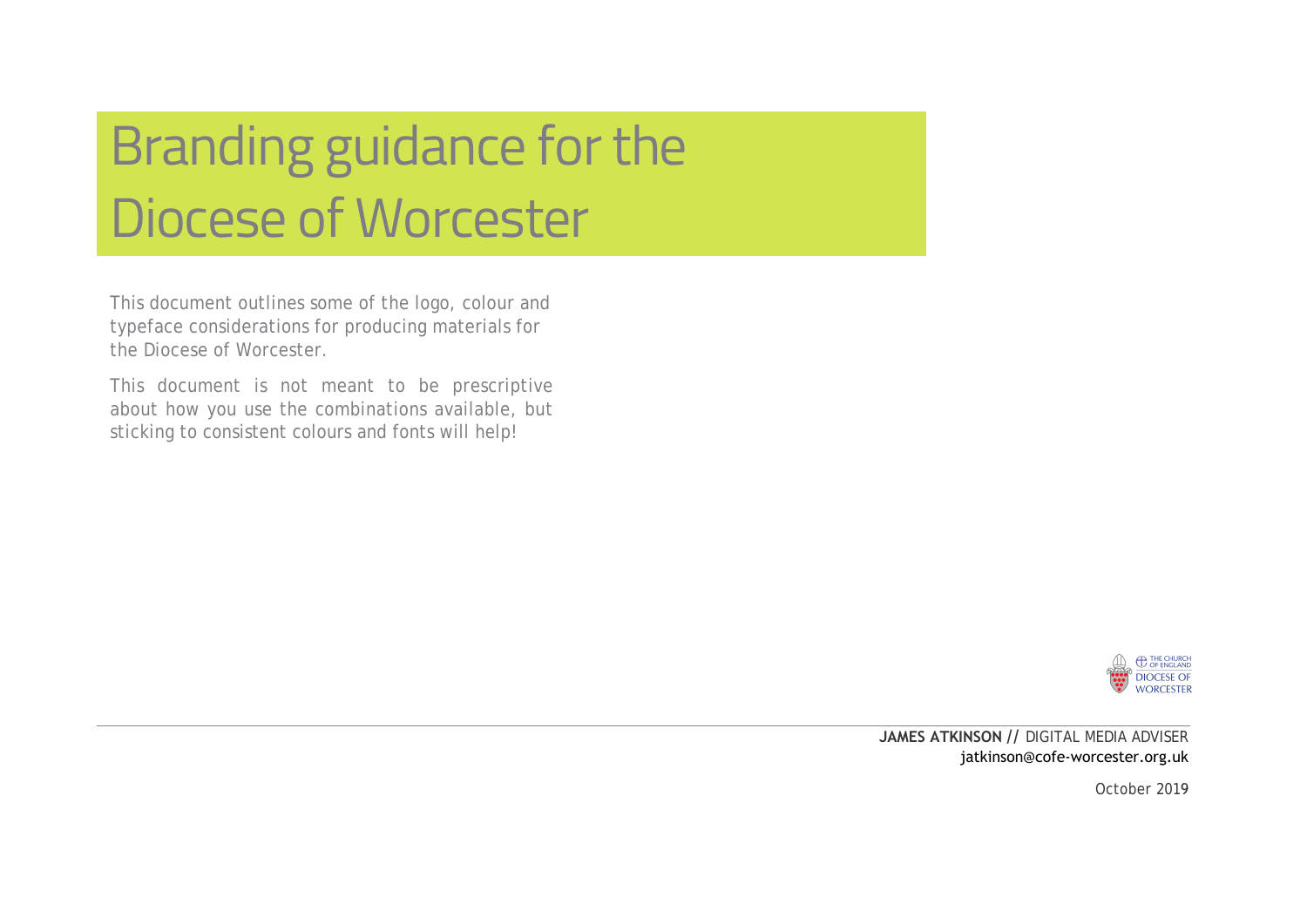# Branding guidance for the Diocese of Worcester

This document outlines some of the logo, colour and typeface considerations for producing materials for the Diocese of Worcester.

This document is not meant to be prescriptive about how you use the combinations available, but sticking to consistent colours and fonts will help!

THE CHURCH OF ENGLAND
DIOCESE OF WORCESTER

**JAMES ATKINSON //** DIGITAL MEDIA ADVISER
jatkinson@cofe-worcester.org.uk

October 2019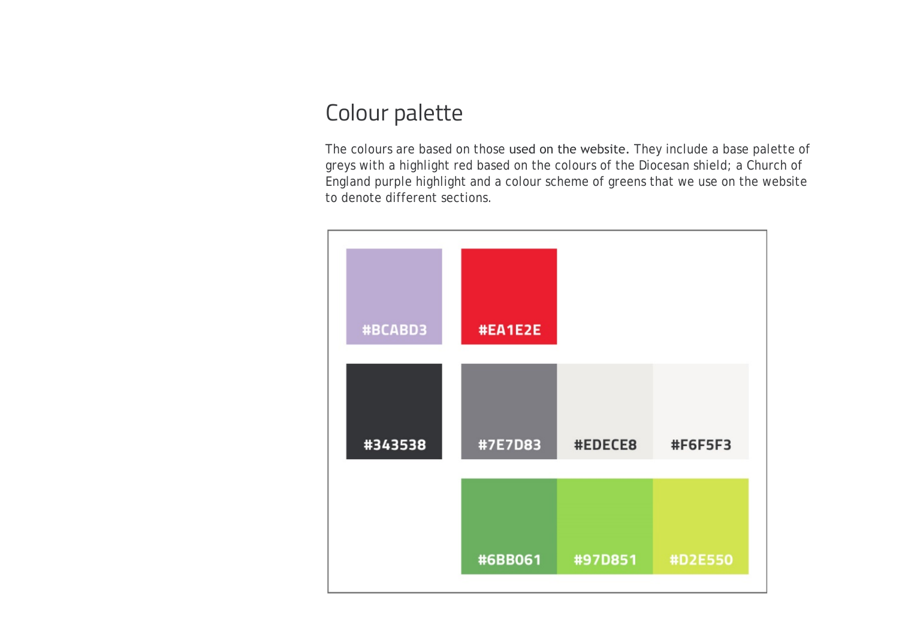# Colour palette

The colours are based on those used on the website. They include a base palette of greys with a highlight red based on the colours of the Diocesan shield; a Church of England purple highlight and a colour scheme of greens that we use on the website to denote different sections.

#BCABD3

#EA1E2E

#343538

#7E7D83

#EDECE8

#F6F5F3

#6BB061

#97D851

#D2E550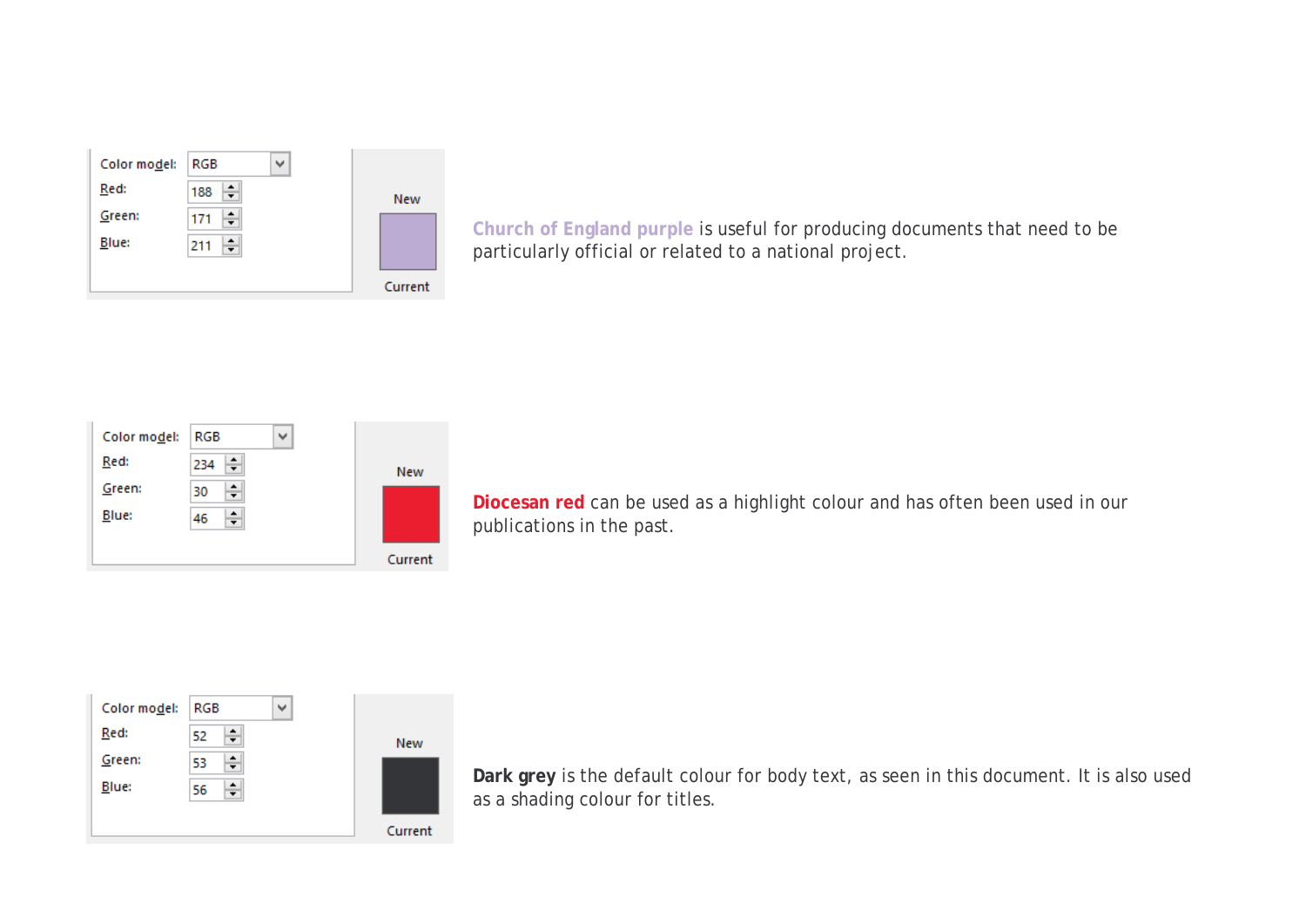| Color model: | RGB |
| --- | --- |
| Red: | 188 |
| Green: | 171 |
| Blue: | 211 |

New

Current

**Church of England purple** is useful for producing documents that need to be particularly official or related to a national project.

| Color model: | RGB |
| --- | --- |
| Red: | 234 |
| Green: | 30 |
| Blue: | 46 |

New

Current

**Diocesan red** can be used as a highlight colour and has often been used in our publications in the past.

| Color model: | RGB |
| --- | --- |
| Red: | 52 |
| Green: | 53 |
| Blue: | 56 |

New

Current

**Dark grey** is the default colour for body text, as seen in this document. It is also used as a shading colour for titles.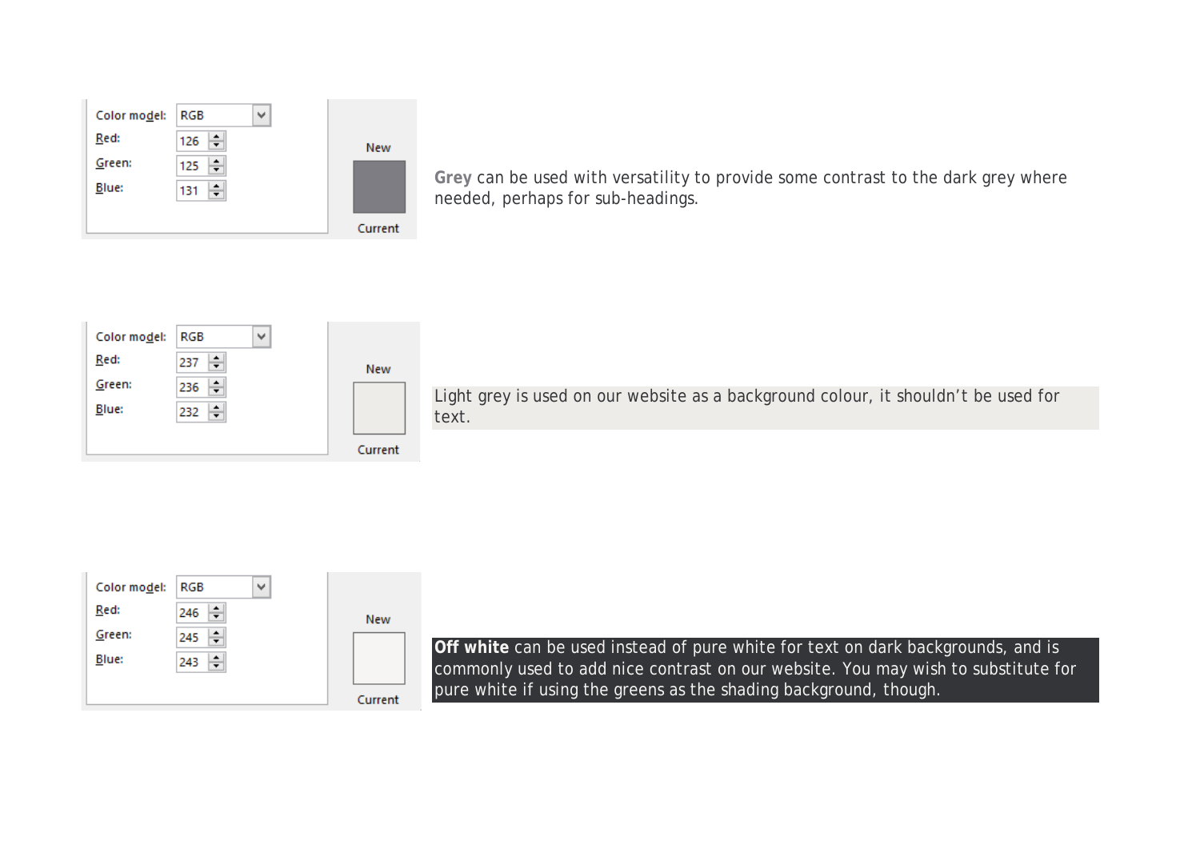| Color model: | RGB |
| --- | --- |
| Red: | 126 |
| Green: | 125 |
| Blue: | 131 |

New

Current

**Grey** can be used with versatility to provide some contrast to the dark grey where needed, perhaps for sub-headings.

| Color model: | RGB |
| --- | --- |
| Red: | 237 |
| Green: | 236 |
| Blue: | 232 |

New

Current

Light grey is used on our website as a background colour, it shouldn't be used for text.

| Color model: | RGB |
| --- | --- |
| Red: | 246 |
| Green: | 245 |
| Blue: | 243 |

New

Current

**Off white** can be used instead of pure white for text on dark backgrounds, and is commonly used to add nice contrast on our website. You may wish to substitute for pure white if using the greens as the shading background, though.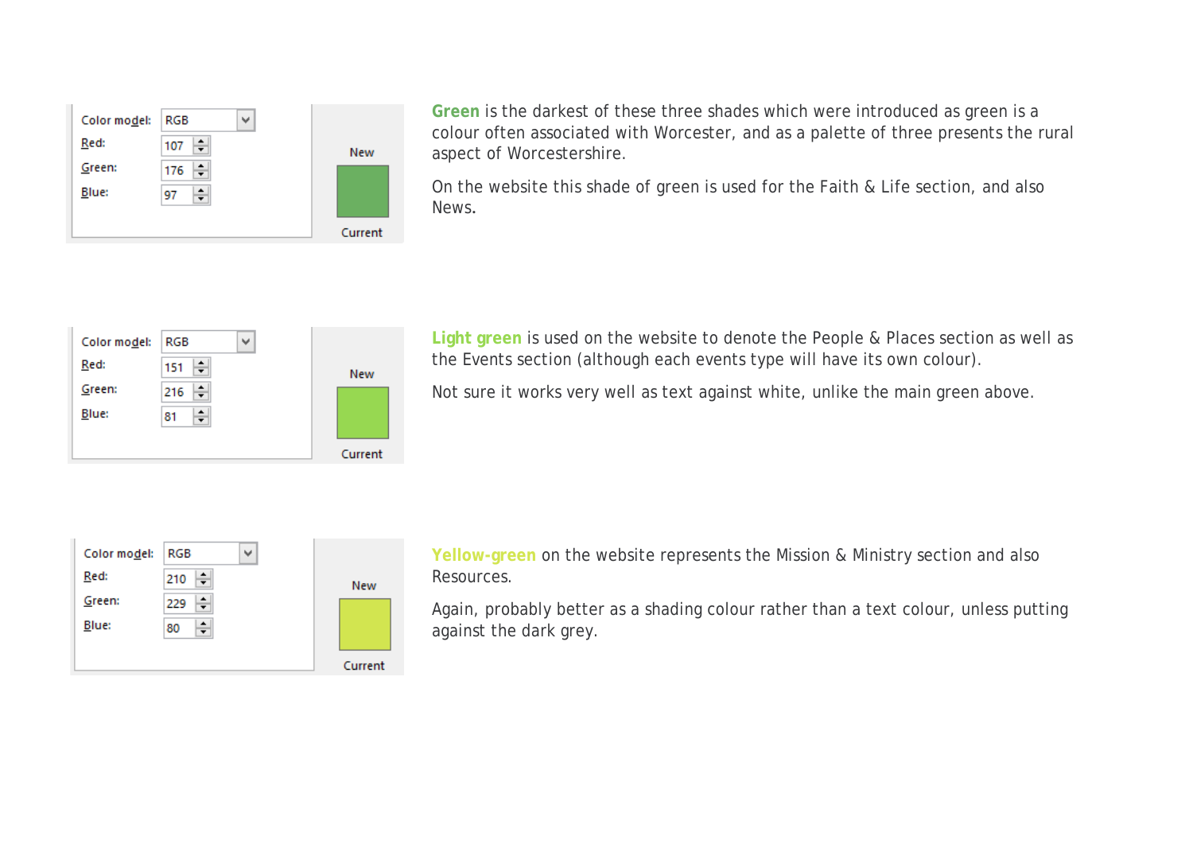| Color model: | RGB |
| --- | --- |
| Red: | 107 |
| Green: | 176 |
| Blue: | 97 |

New

Current

**Green** is the darkest of these three shades which were introduced as green is a colour often associated with Worcester, and as a palette of three presents the rural aspect of Worcestershire.

On the website this shade of green is used for the Faith & Life section, and also News.

| Color model: | RGB |
| --- | --- |
| Red: | 151 |
| Green: | 216 |
| Blue: | 81 |

New

Current

**Light green** is used on the website to denote the People & Places section as well as the Events section (although each events type will have its own colour).

Not sure it works very well as text against white, unlike the main green above.

| Color model: | RGB |
| --- | --- |
| Red: | 210 |
| Green: | 229 |
| Blue: | 80 |

New

Current

**Yellow-green** on the website represents the Mission & Ministry section and also Resources.

Again, probably better as a shading colour rather than a text colour, unless putting against the dark grey.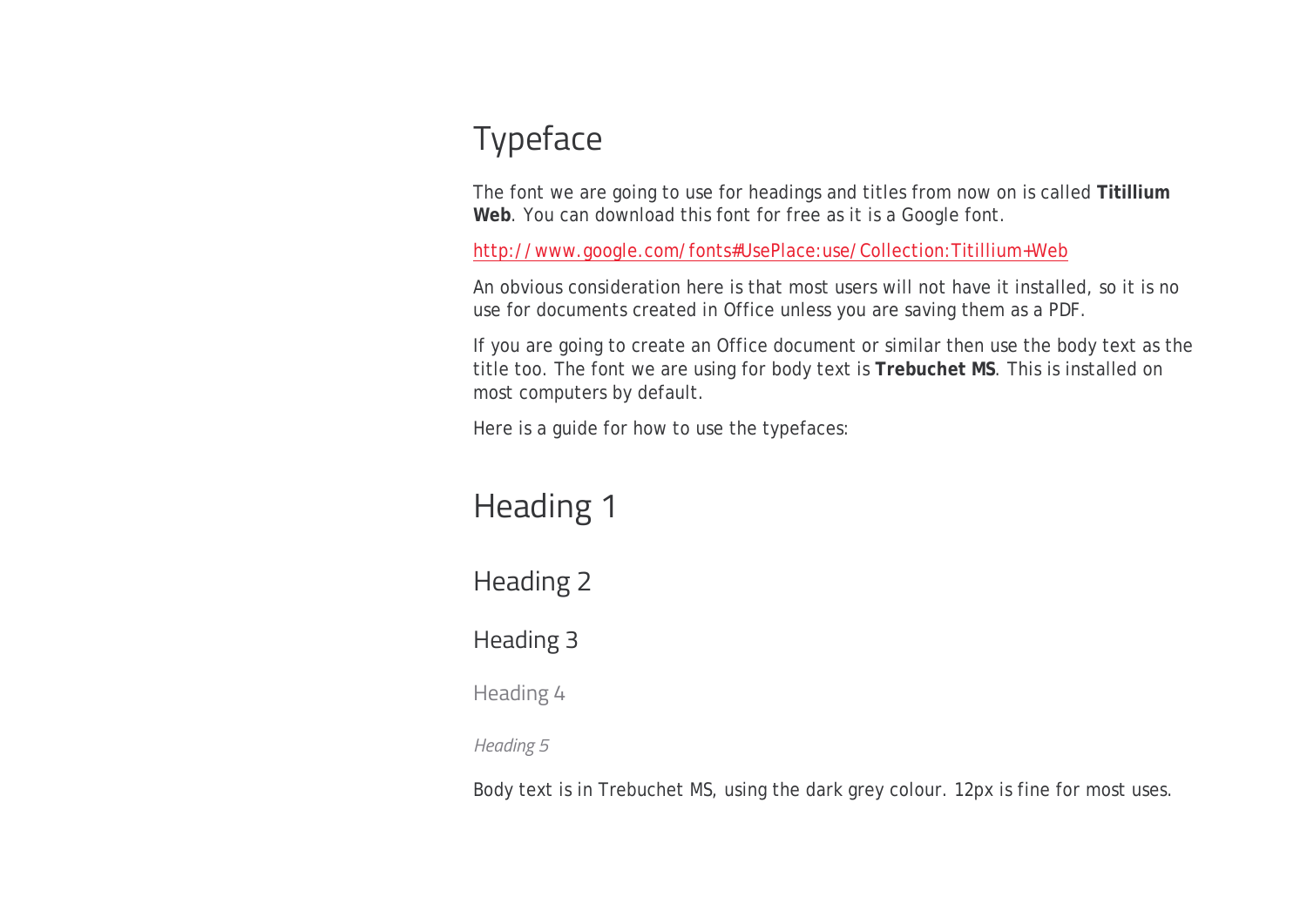# Typeface

The font we are going to use for headings and titles from now on is called **Titillium Web**. You can download this font for free as it is a Google font.

http://www.google.com/fonts#UsePlace:use/Collection:Titillium+Web

An obvious consideration here is that most users will not have it installed, so it is no use for documents created in Office unless you are saving them as a PDF.

If you are going to create an Office document or similar then use the body text as the title too. The font we are using for body text is **Trebuchet MS**. This is installed on most computers by default.

Here is a guide for how to use the typefaces:

# Heading 1

## Heading 2

### Heading 3

#### Heading 4

##### *Heading 5*

Body text is in Trebuchet MS, using the dark grey colour. 12px is fine for most uses.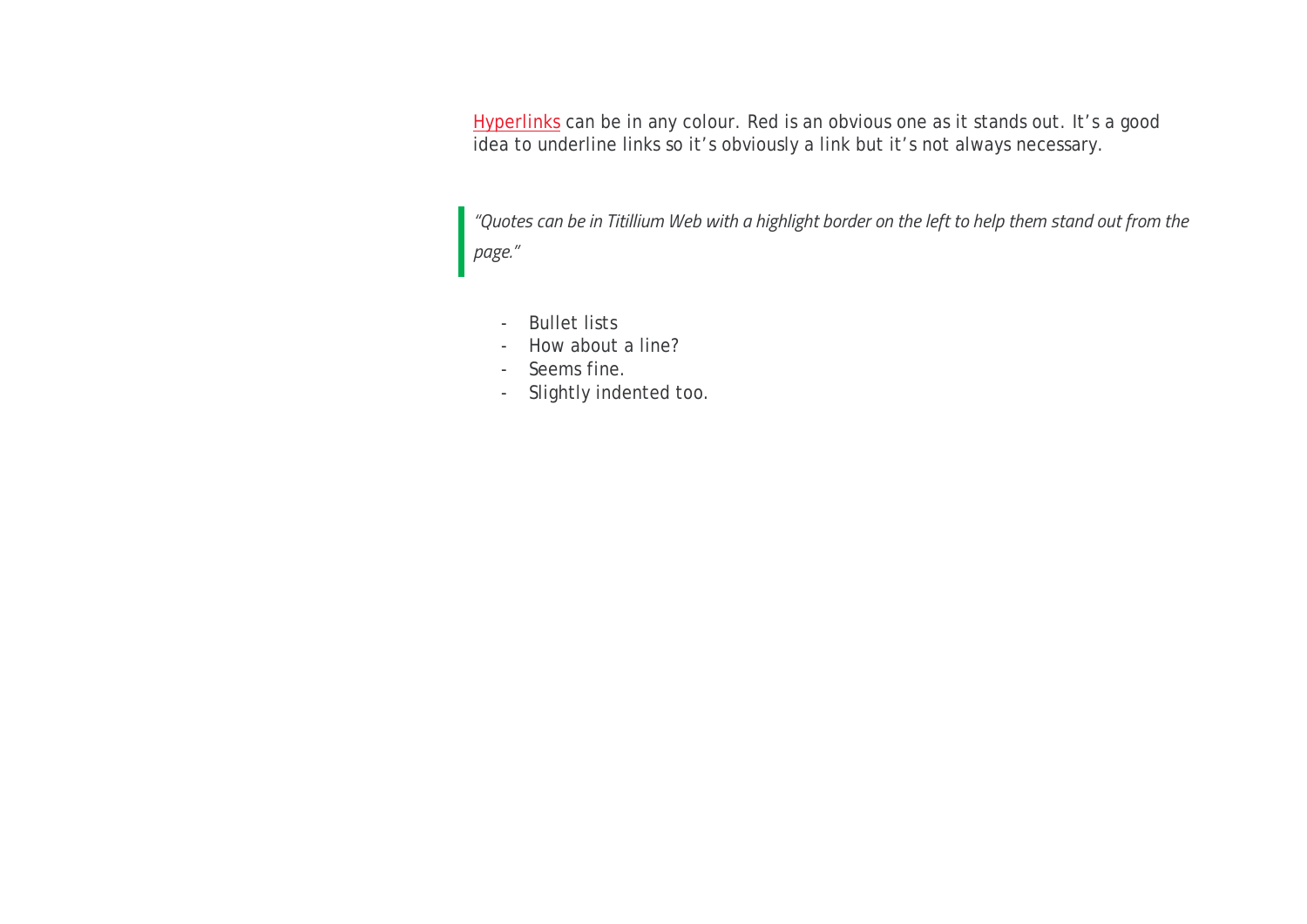Hyperlinks can be in any colour. Red is an obvious one as it stands out. It's a good idea to underline links so it's obviously a link but it's not always necessary.

> *"Quotes can be in Titillium Web with a highlight border on the left to help them stand out from the page."*

- Bullet lists
- How about a line?
- Seems fine.
- Slightly indented too.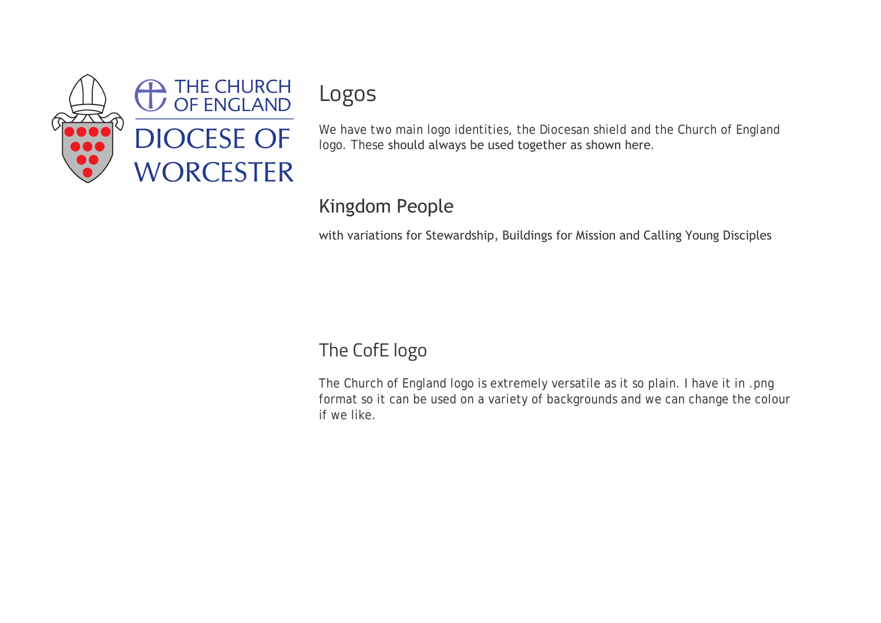THE CHURCH OF ENGLAND

DIOCESE OF WORCESTER

## Logos

We have two main logo identities, the Diocesan shield and the Church of England logo. These should always be used together as shown here.

## Kingdom People

with variations for Stewardship, Buildings for Mission and Calling Young Disciples

## The CofE logo

The Church of England logo is extremely versatile as it so plain. I have it in .png format so it can be used on a variety of backgrounds and we can change the colour if we like.